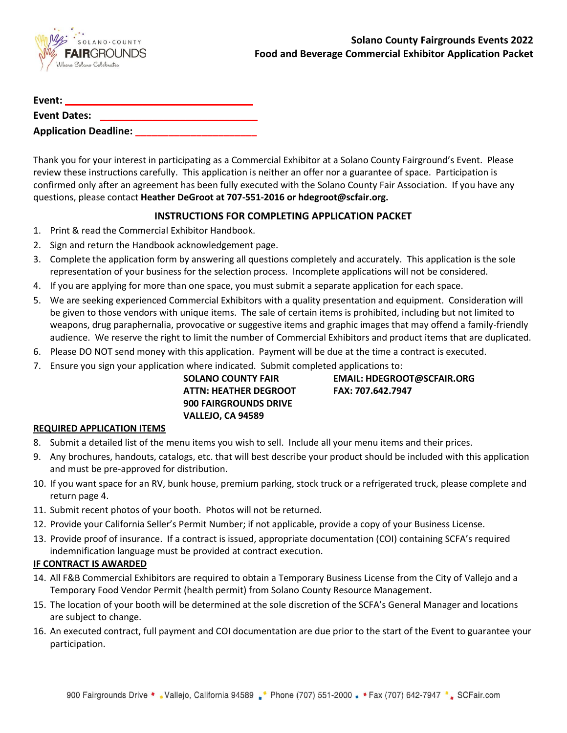# Solano County Fairgrounds Events 2022
## Food and Beverage Commercial Exhibitor Application Packet

**Event:** ___________________________________

**Event Dates:** ______________________________

**Application Deadline:** _____________________

Thank you for your interest in participating as a Commercial Exhibitor at a Solano County Fairground's Event. Please review these instructions carefully. This application is neither an offer nor a guarantee of space. Participation is confirmed only after an agreement has been fully executed with the Solano County Fair Association. If you have any questions, please contact **Heather DeGroot at 707-551-2016 or hdegroot@scfair.org.**

### INSTRUCTIONS FOR COMPLETING APPLICATION PACKET

1. Print & read the Commercial Exhibitor Handbook.
2. Sign and return the Handbook acknowledgement page.
3. Complete the application form by answering all questions completely and accurately. This application is the sole representation of your business for the selection process. Incomplete applications will not be considered.
4. If you are applying for more than one space, you must submit a separate application for each space.
5. We are seeking experienced Commercial Exhibitors with a quality presentation and equipment. Consideration will be given to those vendors with unique items. The sale of certain items is prohibited, including but not limited to weapons, drug paraphernalia, provocative or suggestive items and graphic images that may offend a family-friendly audience. We reserve the right to limit the number of Commercial Exhibitors and product items that are duplicated.
6. Please DO NOT send money with this application. Payment will be due at the time a contract is executed.
7. Ensure you sign your application where indicated. Submit completed applications to:

   **SOLANO COUNTY FAIR**
   **ATTN: HEATHER DEGROOT**
   **900 FAIRGROUNDS DRIVE**
   **VALLEJO, CA 94589**

   **EMAIL: HDEGROOT@SCFAIR.ORG**
   **FAX: 707.642.7947**

**REQUIRED APPLICATION ITEMS**

8. Submit a detailed list of the menu items you wish to sell. Include all your menu items and their prices.
9. Any brochures, handouts, catalogs, etc. that will best describe your product should be included with this application and must be pre-approved for distribution.
10. If you want space for an RV, bunk house, premium parking, stock truck or a refrigerated truck, please complete and return page 4.
11. Submit recent photos of your booth. Photos will not be returned.
12. Provide your California Seller's Permit Number; if not applicable, provide a copy of your Business License.
13. Provide proof of insurance. If a contract is issued, appropriate documentation (COI) containing SCFA's required indemnification language must be provided at contract execution.

**IF CONTRACT IS AWARDED**

14. All F&B Commercial Exhibitors are required to obtain a Temporary Business License from the City of Vallejo and a Temporary Food Vendor Permit (health permit) from Solano County Resource Management.
15. The location of your booth will be determined at the sole discretion of the SCFA's General Manager and locations are subject to change.
16. An executed contract, full payment and COI documentation are due prior to the start of the Event to guarantee your participation.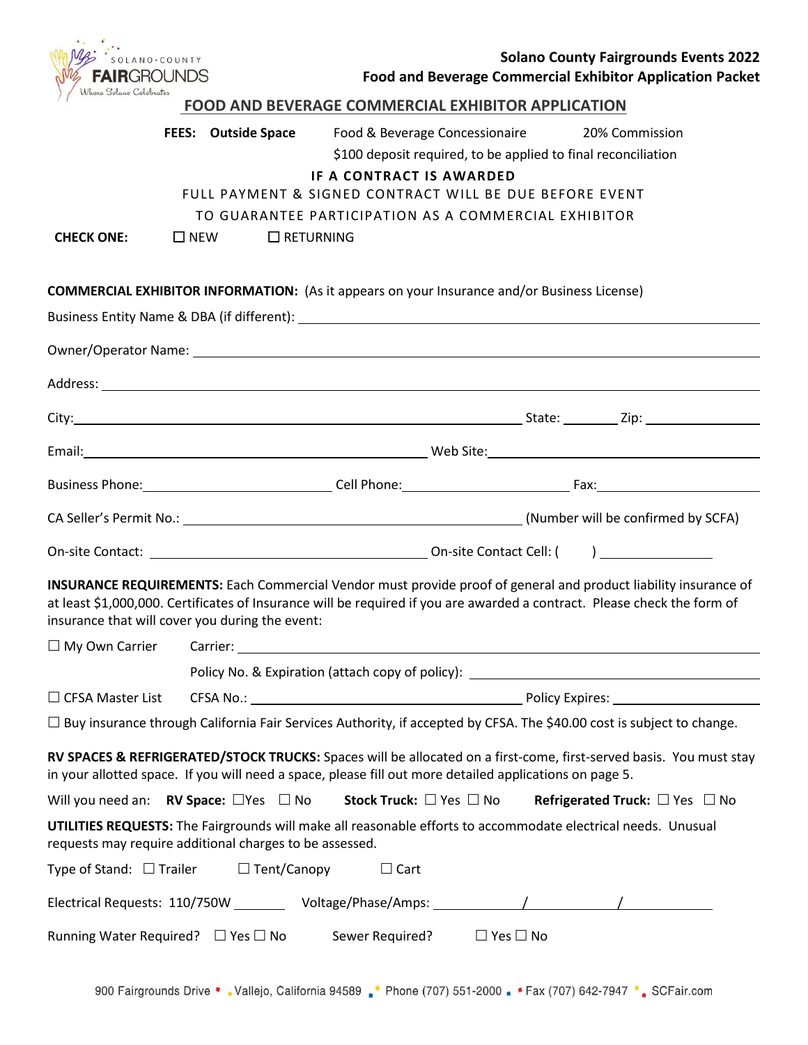**Solano County Fairgrounds Events 2022**
**Food and Beverage Commercial Exhibitor Application Packet**

## FOOD AND BEVERAGE COMMERCIAL EXHIBITOR APPLICATION

**FEES: Outside Space** Food & Beverage Concessionaire 20% Commission

$100 deposit required, to be applied to final reconciliation

**IF A CONTRACT IS AWARDED**

FULL PAYMENT & SIGNED CONTRACT WILL BE DUE BEFORE EVENT

TO GUARANTEE PARTICIPATION AS A COMMERCIAL EXHIBITOR

**CHECK ONE:** ☐ NEW ☐ RETURNING

**COMMERCIAL EXHIBITOR INFORMATION:** (As it appears on your Insurance and/or Business License)

Business Entity Name & DBA (if different): ______________________________

Owner/Operator Name: ______________________________

Address: ______________________________

City: ______________________________ State: ________ Zip: ____________

Email: ______________________________ Web Site: ______________________________

Business Phone: ____________________ Cell Phone: ____________________ Fax: ____________________

CA Seller's Permit No.: ______________________________ (Number will be confirmed by SCFA)

On-site Contact: ______________________________ On-site Contact Cell: ( ) ____________

**INSURANCE REQUIREMENTS:** Each Commercial Vendor must provide proof of general and product liability insurance of at least $1,000,000. Certificates of Insurance will be required if you are awarded a contract. Please check the form of insurance that will cover you during the event:

☐ My Own Carrier Carrier: ______________________________

Policy No. & Expiration (attach copy of policy): ______________________________

☐ CFSA Master List CFSA No.: ______________________________ Policy Expires: ____________________

☐ Buy insurance through California Fair Services Authority, if accepted by CFSA. The $40.00 cost is subject to change.

**RV SPACES & REFRIGERATED/STOCK TRUCKS:** Spaces will be allocated on a first-come, first-served basis. You must stay in your allotted space. If you will need a space, please fill out more detailed applications on page 5.

Will you need an: **RV Space:** ☐Yes ☐ No **Stock Truck:** ☐ Yes ☐ No **Refrigerated Truck:** ☐ Yes ☐ No

**UTILITIES REQUESTS:** The Fairgrounds will make all reasonable efforts to accommodate electrical needs. Unusual requests may require additional charges to be assessed.

Type of Stand: ☐ Trailer ☐ Tent/Canopy ☐ Cart

Electrical Requests: 110/750W ________ Voltage/Phase/Amps: ________ / ________ / ________

Running Water Required? ☐ Yes ☐ No Sewer Required? ☐ Yes ☐ No

900 Fairgrounds Drive • Vallejo, California 94589 • Phone (707) 551-2000 • Fax (707) 642-7947 • SCFair.com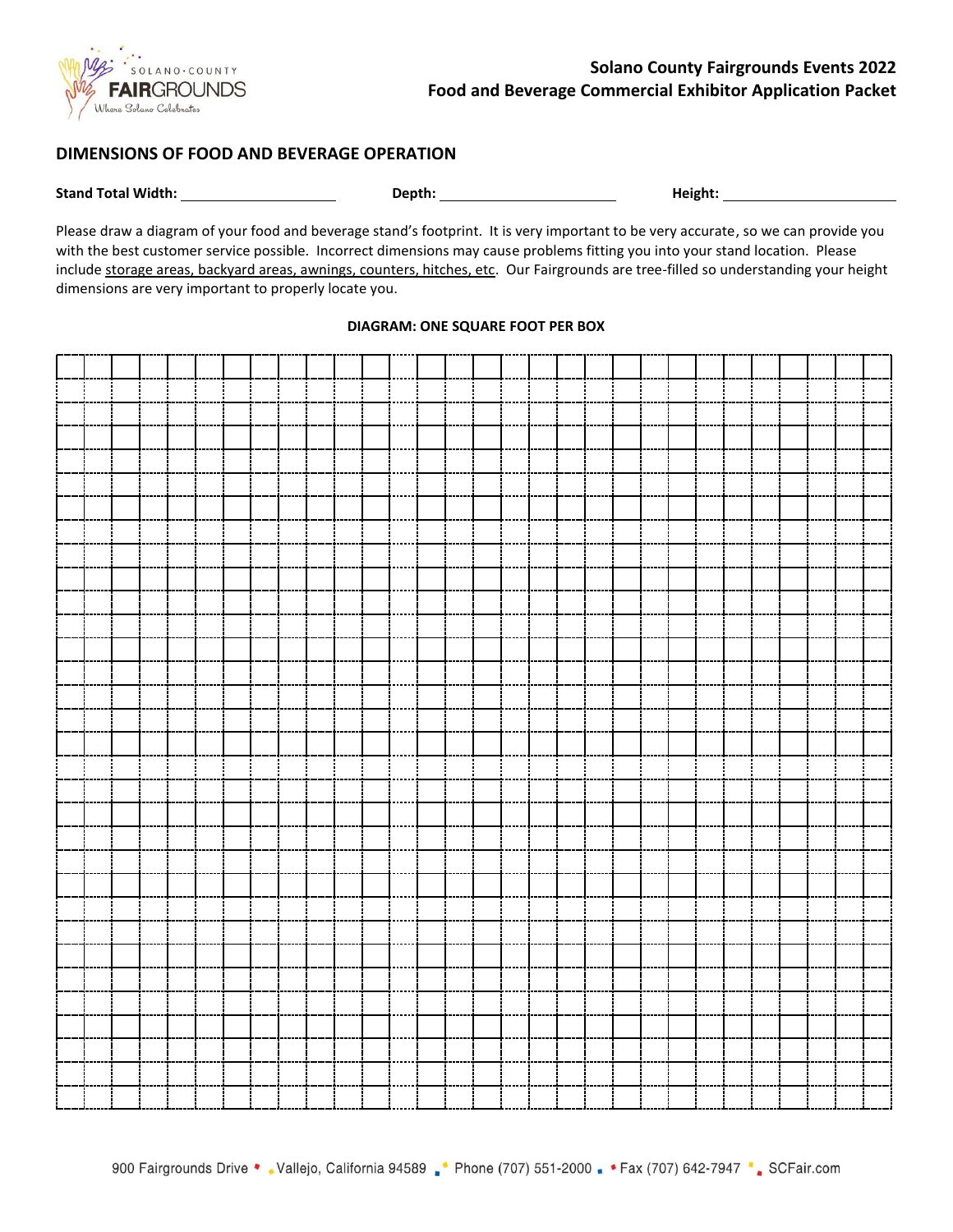Solano County Fairgrounds Events 2022
Food and Beverage Commercial Exhibitor Application Packet

## DIMENSIONS OF FOOD AND BEVERAGE OPERATION

**Stand Total Width:** ____________________ **Depth:** ______________________ **Height:** ______________________

Please draw a diagram of your food and beverage stand's footprint. It is very important to be very accurate, so we can provide you with the best customer service possible. Incorrect dimensions may cause problems fitting you into your stand location. Please include storage areas, backyard areas, awnings, counters, hitches, etc. Our Fairgrounds are tree-filled so understanding your height dimensions are very important to properly locate you.

**DIAGRAM: ONE SQUARE FOOT PER BOX**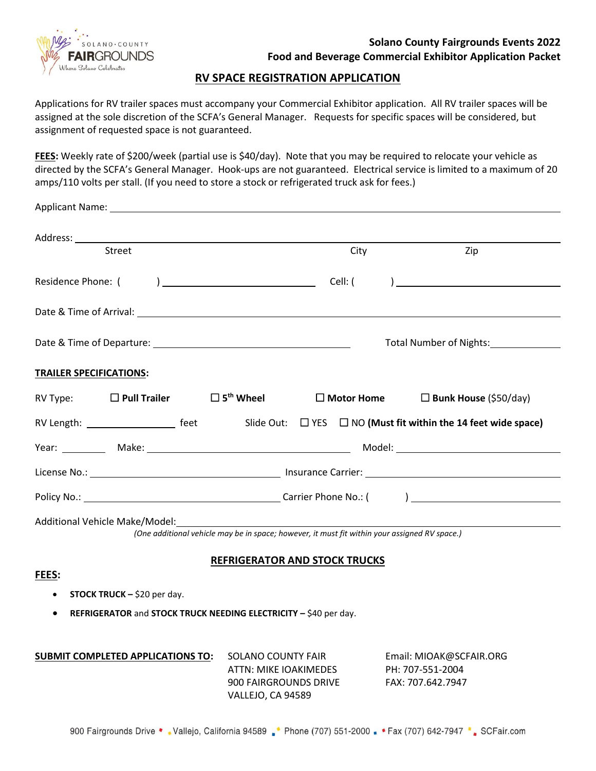**Solano County Fairgrounds Events 2022**
**Food and Beverage Commercial Exhibitor Application Packet**

## RV SPACE REGISTRATION APPLICATION

Applications for RV trailer spaces must accompany your Commercial Exhibitor application. All RV trailer spaces will be assigned at the sole discretion of the SCFA's General Manager. Requests for specific spaces will be considered, but assignment of requested space is not guaranteed.

**FEES:** Weekly rate of $200/week (partial use is $40/day). Note that you may be required to relocate your vehicle as directed by the SCFA's General Manager. Hook-ups are not guaranteed. Electrical service is limited to a maximum of 20 amps/110 volts per stall. (If you need to store a stock or refrigerated truck ask for fees.)

Applicant Name: ______________________________________________

Address: ______________________________________________
Street City Zip

Residence Phone: ( ) ____________________ Cell: ( ) ____________________

Date & Time of Arrival: ______________________________________________

Date & Time of Departure: ____________________ Total Number of Nights: __________

**TRAILER SPECIFICATIONS:**

RV Type: ☐ **Pull Trailer** ☐ **5th Wheel** ☐ **Motor Home** ☐ **Bunk House** ($50/day)

RV Length: __________ feet Slide Out: ☐ YES ☐ NO **(Must fit within the 14 feet wide space)**

Year: ________ Make: ____________________ Model: ____________________

License No.: ____________________ Insurance Carrier: ____________________

Policy No.: ____________________ Carrier Phone No.: ( ) ____________________

Additional Vehicle Make/Model: ______________________________________________
*(One additional vehicle may be in space; however, it must fit within your assigned RV space.)*

## REFRIGERATOR AND STOCK TRUCKS

**FEES:**

- **STOCK TRUCK –** $20 per day.
- **REFRIGERATOR** and **STOCK TRUCK NEEDING ELECTRICITY –** $40 per day.

**SUBMIT COMPLETED APPLICATIONS TO:**

SOLANO COUNTY FAIR
ATTN: MIKE IOAKIMEDES
900 FAIRGROUNDS DRIVE
VALLEJO, CA 94589

Email: MIOAK@SCFAIR.ORG
PH: 707-551-2004
FAX: 707.642.7947